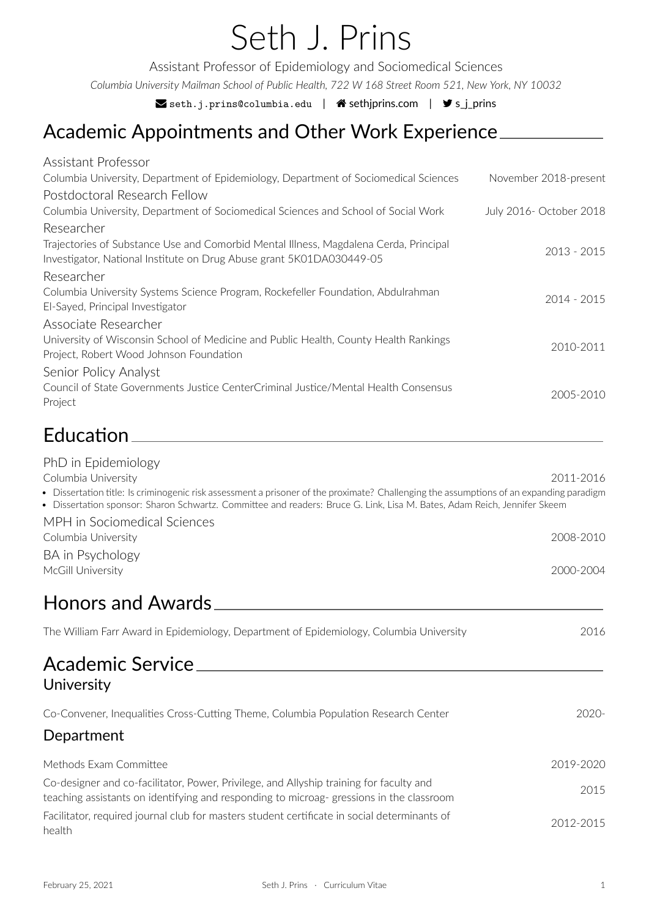# Seth J. Prins

Assistant Professor of Epidemiology and Sociomedical Sciences

*Columbia University Mailman School of Public Health, 722 W 168 Street Room 521, New York, NY 10032*

seth.j.prins@columbia.edu | sethjprins.com | s_j_prins

## Academic Appointments and Other Work Experience

**Assistant Professor**
Columbia University, Department of Epidemiology, Department of Sociomedical Sciences — November 2018-present

**Postdoctoral Research Fellow**
Columbia University, Department of Sociomedical Sciences and School of Social Work — July 2016- October 2018

**Researcher**
Trajectories of Substance Use and Comorbid Mental Illness, Magdalena Cerda, Principal Investigator, National Institute on Drug Abuse grant 5K01DA030449-05 — 2013 - 2015

**Researcher**
Columbia University Systems Science Program, Rockefeller Foundation, Abdulrahman El-Sayed, Principal Investigator — 2014 - 2015

**Associate Researcher**
University of Wisconsin School of Medicine and Public Health, County Health Rankings Project, Robert Wood Johnson Foundation — 2010-2011

**Senior Policy Analyst**
Council of State Governments Justice CenterCriminal Justice/Mental Health Consensus Project — 2005-2010

## Education

**PhD in Epidemiology**
Columbia University — 2011-2016

- Dissertation title: Is criminogenic risk assessment a prisoner of the proximate? Challenging the assumptions of an expanding paradigm
- Dissertation sponsor: Sharon Schwartz. Committee and readers: Bruce G. Link, Lisa M. Bates, Adam Reich, Jennifer Skeem

**MPH in Sociomedical Sciences**
Columbia University — 2008-2010

**BA in Psychology**
McGill University — 2000-2004

## Honors and Awards

The William Farr Award in Epidemiology, Department of Epidemiology, Columbia University — 2016

## Academic Service

### University

Co-Convener, Inequalities Cross-Cutting Theme, Columbia Population Research Center — 2020-

### Department

Methods Exam Committee — 2019-2020

Co-designer and co-facilitator, Power, Privilege, and Allyship training for faculty and teaching assistants on identifying and responding to microag- gressions in the classroom — 2015

Facilitator, required journal club for masters student certificate in social determinants of health — 2012-2015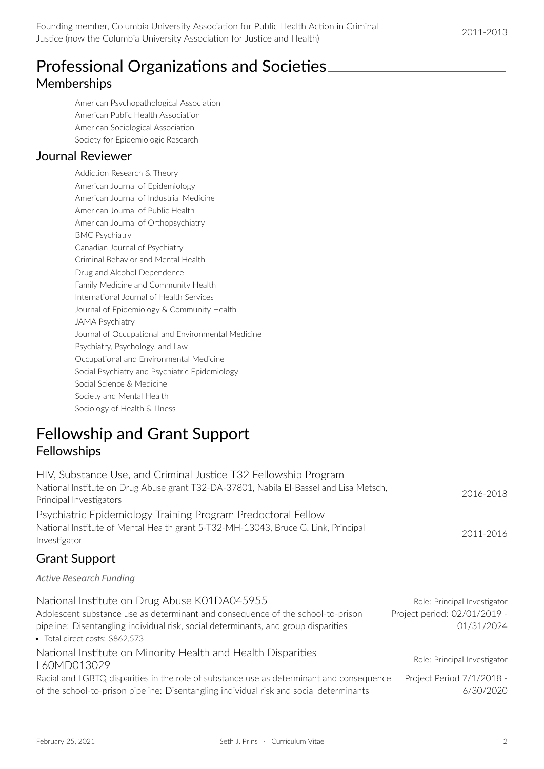Founding member, Columbia University Association for Public Health Action in Criminal Justice (now the Columbia University Association for Justice and Health) 2011-2013

# Professional Organizations and Societies

## Memberships

American Psychopathological Association
American Public Health Association
American Sociological Association
Society for Epidemiologic Research

## Journal Reviewer

Addiction Research & Theory
American Journal of Epidemiology
American Journal of Industrial Medicine
American Journal of Public Health
American Journal of Orthopsychiatry
BMC Psychiatry
Canadian Journal of Psychiatry
Criminal Behavior and Mental Health
Drug and Alcohol Dependence
Family Medicine and Community Health
International Journal of Health Services
Journal of Epidemiology & Community Health
JAMA Psychiatry
Journal of Occupational and Environmental Medicine
Psychiatry, Psychology, and Law
Occupational and Environmental Medicine
Social Psychiatry and Psychiatric Epidemiology
Social Science & Medicine
Society and Mental Health
Sociology of Health & Illness

# Fellowship and Grant Support

## Fellowships

HIV, Substance Use, and Criminal Justice T32 Fellowship Program
National Institute on Drug Abuse grant T32-DA-37801, Nabila El-Bassel and Lisa Metsch, Principal Investigators
2016-2018

Psychiatric Epidemiology Training Program Predoctoral Fellow
National Institute of Mental Health grant 5-T32-MH-13043, Bruce G. Link, Principal Investigator
2011-2016

## Grant Support

*Active Research Funding*

National Institute on Drug Abuse K01DA045955
Role: Principal Investigator
Adolescent substance use as determinant and consequence of the school-to-prison pipeline: Disentangling individual risk, social determinants, and group disparities
Project period: 02/01/2019 - 01/31/2024

- Total direct costs: $862,573

National Institute on Minority Health and Health Disparities L60MD013029
Role: Principal Investigator
Racial and LGBTQ disparities in the role of substance use as determinant and consequence of the school-to-prison pipeline: Disentangling individual risk and social determinants
Project Period 7/1/2018 - 6/30/2020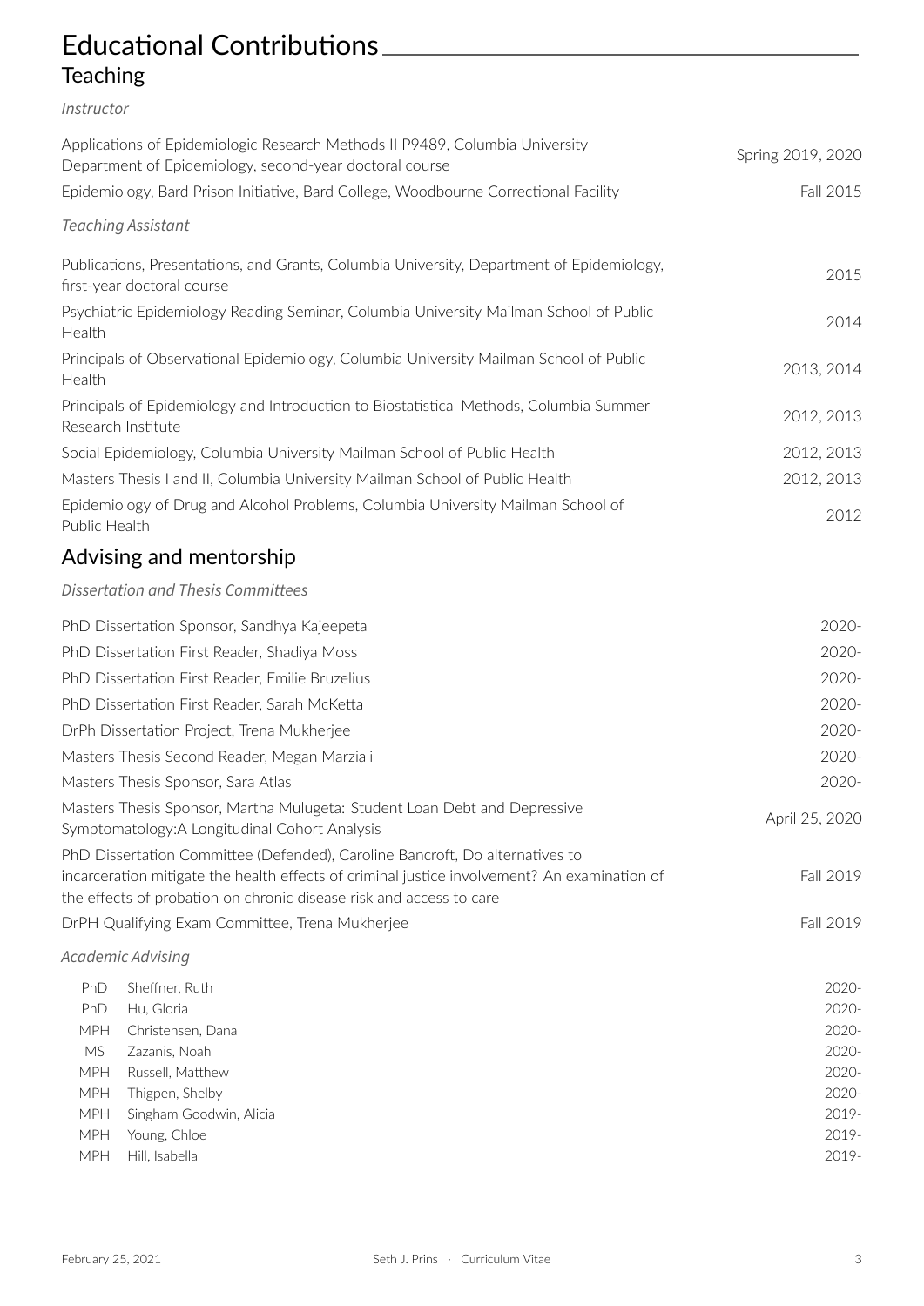# Educational Contributions

## Teaching

*Instructor*

| | |
|---|---|
| Applications of Epidemiologic Research Methods II P9489, Columbia University Department of Epidemiology, second-year doctoral course | Spring 2019, 2020 |
| Epidemiology, Bard Prison Initiative, Bard College, Woodbourne Correctional Facility | Fall 2015 |

*Teaching Assistant*

| | |
|---|---|
| Publications, Presentations, and Grants, Columbia University, Department of Epidemiology, first-year doctoral course | 2015 |
| Psychiatric Epidemiology Reading Seminar, Columbia University Mailman School of Public Health | 2014 |
| Principals of Observational Epidemiology, Columbia University Mailman School of Public Health | 2013, 2014 |
| Principals of Epidemiology and Introduction to Biostatistical Methods, Columbia Summer Research Institute | 2012, 2013 |
| Social Epidemiology, Columbia University Mailman School of Public Health | 2012, 2013 |
| Masters Thesis I and II, Columbia University Mailman School of Public Health | 2012, 2013 |
| Epidemiology of Drug and Alcohol Problems, Columbia University Mailman School of Public Health | 2012 |

## Advising and mentorship

*Dissertation and Thesis Committees*

| | |
|---|---|
| PhD Dissertation Sponsor, Sandhya Kajeepeta | 2020- |
| PhD Dissertation First Reader, Shadiya Moss | 2020- |
| PhD Dissertation First Reader, Emilie Bruzelius | 2020- |
| PhD Dissertation First Reader, Sarah McKetta | 2020- |
| DrPh Dissertation Project, Trena Mukherjee | 2020- |
| Masters Thesis Second Reader, Megan Marziali | 2020- |
| Masters Thesis Sponsor, Sara Atlas | 2020- |
| Masters Thesis Sponsor, Martha Mulugeta: Student Loan Debt and Depressive Symptomatology:A Longitudinal Cohort Analysis | April 25, 2020 |
| PhD Dissertation Committee (Defended), Caroline Bancroft, Do alternatives to incarceration mitigate the health effects of criminal justice involvement? An examination of the effects of probation on chronic disease risk and access to care | Fall 2019 |
| DrPH Qualifying Exam Committee, Trena Mukherjee | Fall 2019 |

*Academic Advising*

| | | |
|---|---|---|
| PhD | Sheffner, Ruth | 2020- |
| PhD | Hu, Gloria | 2020- |
| MPH | Christensen, Dana | 2020- |
| MS | Zazanis, Noah | 2020- |
| MPH | Russell, Matthew | 2020- |
| MPH | Thigpen, Shelby | 2020- |
| MPH | Singham Goodwin, Alicia | 2019- |
| MPH | Young, Chloe | 2019- |
| MPH | Hill, Isabella | 2019- |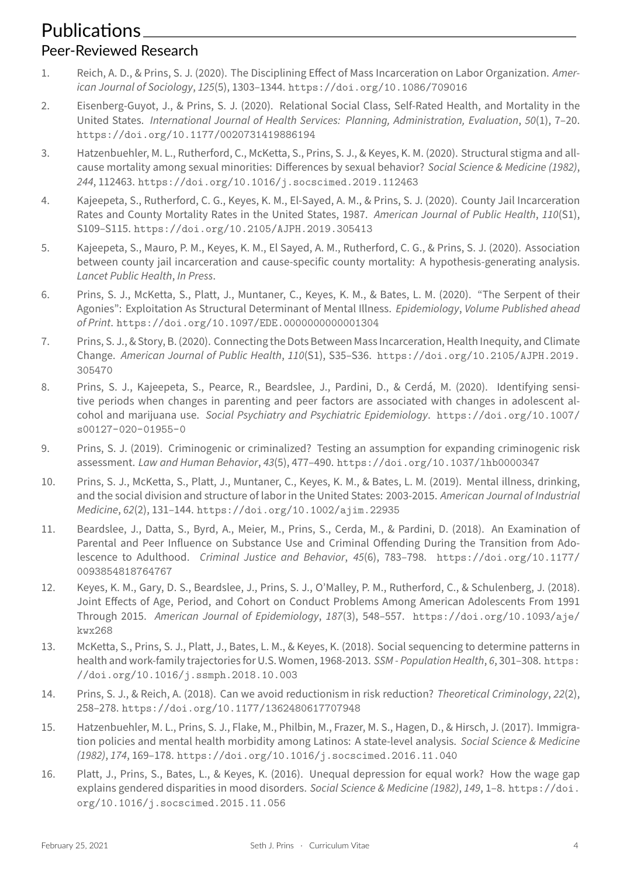# Publications

## Peer-Reviewed Research

1. Reich, A. D., & Prins, S. J. (2020). The Disciplining Effect of Mass Incarceration on Labor Organization. *American Journal of Sociology*, *125*(5), 1303–1344. https://doi.org/10.1086/709016

2. Eisenberg-Guyot, J., & Prins, S. J. (2020). Relational Social Class, Self-Rated Health, and Mortality in the United States. *International Journal of Health Services: Planning, Administration, Evaluation*, *50*(1), 7–20. https://doi.org/10.1177/0020731419886194

3. Hatzenbuehler, M. L., Rutherford, C., McKetta, S., Prins, S. J., & Keyes, K. M. (2020). Structural stigma and all-cause mortality among sexual minorities: Differences by sexual behavior? *Social Science & Medicine (1982)*, *244*, 112463. https://doi.org/10.1016/j.socscimed.2019.112463

4. Kajeepeta, S., Rutherford, C. G., Keyes, K. M., El-Sayed, A. M., & Prins, S. J. (2020). County Jail Incarceration Rates and County Mortality Rates in the United States, 1987. *American Journal of Public Health*, *110*(S1), S109–S115. https://doi.org/10.2105/AJPH.2019.305413

5. Kajeepeta, S., Mauro, P. M., Keyes, K. M., El Sayed, A. M., Rutherford, C. G., & Prins, S. J. (2020). Association between county jail incarceration and cause-specific county mortality: A hypothesis-generating analysis. *Lancet Public Health*, *In Press*.

6. Prins, S. J., McKetta, S., Platt, J., Muntaner, C., Keyes, K. M., & Bates, L. M. (2020). "The Serpent of their Agonies": Exploitation As Structural Determinant of Mental Illness. *Epidemiology*, *Volume Published ahead of Print*. https://doi.org/10.1097/EDE.0000000000001304

7. Prins, S. J., & Story, B. (2020). Connecting the Dots Between Mass Incarceration, Health Inequity, and Climate Change. *American Journal of Public Health*, *110*(S1), S35–S36. https://doi.org/10.2105/AJPH.2019.305470

8. Prins, S. J., Kajeepeta, S., Pearce, R., Beardslee, J., Pardini, D., & Cerdá, M. (2020). Identifying sensitive periods when changes in parenting and peer factors are associated with changes in adolescent alcohol and marijuana use. *Social Psychiatry and Psychiatric Epidemiology*. https://doi.org/10.1007/s00127-020-01955-0

9. Prins, S. J. (2019). Criminogenic or criminalized? Testing an assumption for expanding criminogenic risk assessment. *Law and Human Behavior*, *43*(5), 477–490. https://doi.org/10.1037/lhb0000347

10. Prins, S. J., McKetta, S., Platt, J., Muntaner, C., Keyes, K. M., & Bates, L. M. (2019). Mental illness, drinking, and the social division and structure of labor in the United States: 2003-2015. *American Journal of Industrial Medicine*, *62*(2), 131–144. https://doi.org/10.1002/ajim.22935

11. Beardslee, J., Datta, S., Byrd, A., Meier, M., Prins, S., Cerda, M., & Pardini, D. (2018). An Examination of Parental and Peer Influence on Substance Use and Criminal Offending During the Transition from Adolescence to Adulthood. *Criminal Justice and Behavior*, *45*(6), 783–798. https://doi.org/10.1177/0093854818764767

12. Keyes, K. M., Gary, D. S., Beardslee, J., Prins, S. J., O'Malley, P. M., Rutherford, C., & Schulenberg, J. (2018). Joint Effects of Age, Period, and Cohort on Conduct Problems Among American Adolescents From 1991 Through 2015. *American Journal of Epidemiology*, *187*(3), 548–557. https://doi.org/10.1093/aje/kwx268

13. McKetta, S., Prins, S. J., Platt, J., Bates, L. M., & Keyes, K. (2018). Social sequencing to determine patterns in health and work-family trajectories for U.S. Women, 1968-2013. *SSM - Population Health*, *6*, 301–308. https://doi.org/10.1016/j.ssmph.2018.10.003

14. Prins, S. J., & Reich, A. (2018). Can we avoid reductionism in risk reduction? *Theoretical Criminology*, *22*(2), 258–278. https://doi.org/10.1177/1362480617707948

15. Hatzenbuehler, M. L., Prins, S. J., Flake, M., Philbin, M., Frazer, M. S., Hagen, D., & Hirsch, J. (2017). Immigration policies and mental health morbidity among Latinos: A state-level analysis. *Social Science & Medicine (1982)*, *174*, 169–178. https://doi.org/10.1016/j.socscimed.2016.11.040

16. Platt, J., Prins, S., Bates, L., & Keyes, K. (2016). Unequal depression for equal work? How the wage gap explains gendered disparities in mood disorders. *Social Science & Medicine (1982)*, *149*, 1–8. https://doi.org/10.1016/j.socscimed.2015.11.056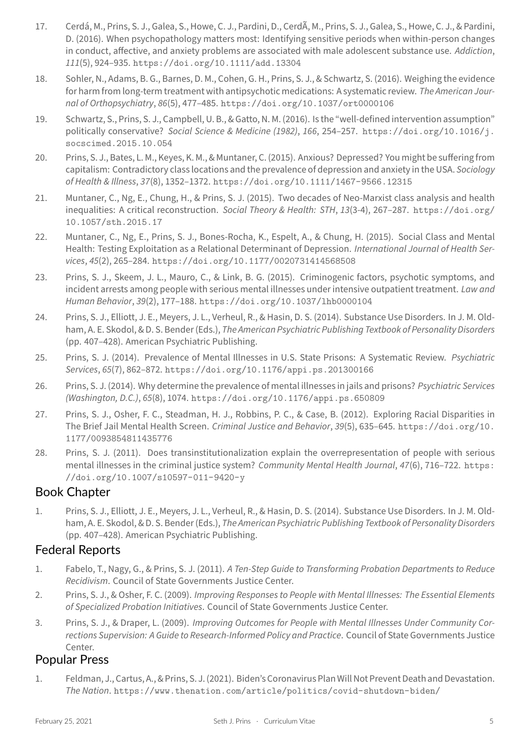17. Cerdá, M., Prins, S. J., Galea, S., Howe, C. J., Pardini, D., CerdÃ, M., Prins, S. J., Galea, S., Howe, C. J., & Pardini, D. (2016). When psychopathology matters most: Identifying sensitive periods when within-person changes in conduct, affective, and anxiety problems are associated with male adolescent substance use. *Addiction*, *111*(5), 924–935. https://doi.org/10.1111/add.13304

18. Sohler, N., Adams, B. G., Barnes, D. M., Cohen, G. H., Prins, S. J., & Schwartz, S. (2016). Weighing the evidence for harm from long-term treatment with antipsychotic medications: A systematic review. *The American Journal of Orthopsychiatry*, *86*(5), 477–485. https://doi.org/10.1037/ort0000106

19. Schwartz, S., Prins, S. J., Campbell, U. B., & Gatto, N. M. (2016). Is the "well-defined intervention assumption" politically conservative? *Social Science & Medicine (1982)*, *166*, 254–257. https://doi.org/10.1016/j.socscimed.2015.10.054

20. Prins, S. J., Bates, L. M., Keyes, K. M., & Muntaner, C. (2015). Anxious? Depressed? You might be suffering from capitalism: Contradictory class locations and the prevalence of depression and anxiety in the USA. *Sociology of Health & Illness*, *37*(8), 1352–1372. https://doi.org/10.1111/1467-9566.12315

21. Muntaner, C., Ng, E., Chung, H., & Prins, S. J. (2015). Two decades of Neo-Marxist class analysis and health inequalities: A critical reconstruction. *Social Theory & Health: STH*, *13*(3-4), 267–287. https://doi.org/10.1057/sth.2015.17

22. Muntaner, C., Ng, E., Prins, S. J., Bones-Rocha, K., Espelt, A., & Chung, H. (2015). Social Class and Mental Health: Testing Exploitation as a Relational Determinant of Depression. *International Journal of Health Services*, *45*(2), 265–284. https://doi.org/10.1177/0020731414568508

23. Prins, S. J., Skeem, J. L., Mauro, C., & Link, B. G. (2015). Criminogenic factors, psychotic symptoms, and incident arrests among people with serious mental illnesses under intensive outpatient treatment. *Law and Human Behavior*, *39*(2), 177–188. https://doi.org/10.1037/lhb0000104

24. Prins, S. J., Elliott, J. E., Meyers, J. L., Verheul, R., & Hasin, D. S. (2014). Substance Use Disorders. In J. M. Oldham, A. E. Skodol, & D. S. Bender (Eds.), *The American Psychiatric Publishing Textbook of Personality Disorders* (pp. 407–428). American Psychiatric Publishing.

25. Prins, S. J. (2014). Prevalence of Mental Illnesses in U.S. State Prisons: A Systematic Review. *Psychiatric Services*, *65*(7), 862–872. https://doi.org/10.1176/appi.ps.201300166

26. Prins, S. J. (2014). Why determine the prevalence of mental illnesses in jails and prisons? *Psychiatric Services (Washington, D.C.)*, *65*(8), 1074. https://doi.org/10.1176/appi.ps.650809

27. Prins, S. J., Osher, F. C., Steadman, H. J., Robbins, P. C., & Case, B. (2012). Exploring Racial Disparities in The Brief Jail Mental Health Screen. *Criminal Justice and Behavior*, *39*(5), 635–645. https://doi.org/10.1177/0093854811435776

28. Prins, S. J. (2011). Does transinstitutionalization explain the overrepresentation of people with serious mental illnesses in the criminal justice system? *Community Mental Health Journal*, *47*(6), 716–722. https://doi.org/10.1007/s10597-011-9420-y

## Book Chapter

1. Prins, S. J., Elliott, J. E., Meyers, J. L., Verheul, R., & Hasin, D. S. (2014). Substance Use Disorders. In J. M. Oldham, A. E. Skodol, & D. S. Bender (Eds.), *The American Psychiatric Publishing Textbook of Personality Disorders* (pp. 407–428). American Psychiatric Publishing.

## Federal Reports

1. Fabelo, T., Nagy, G., & Prins, S. J. (2011). *A Ten-Step Guide to Transforming Probation Departments to Reduce Recidivism*. Council of State Governments Justice Center.

2. Prins, S. J., & Osher, F. C. (2009). *Improving Responses to People with Mental Illnesses: The Essential Elements of Specialized Probation Initiatives*. Council of State Governments Justice Center.

3. Prins, S. J., & Draper, L. (2009). *Improving Outcomes for People with Mental Illnesses Under Community Corrections Supervision: A Guide to Research-Informed Policy and Practice*. Council of State Governments Justice Center.

## Popular Press

1. Feldman, J., Cartus, A., & Prins, S. J. (2021). Biden's Coronavirus Plan Will Not Prevent Death and Devastation. *The Nation*. https://www.thenation.com/article/politics/covid-shutdown-biden/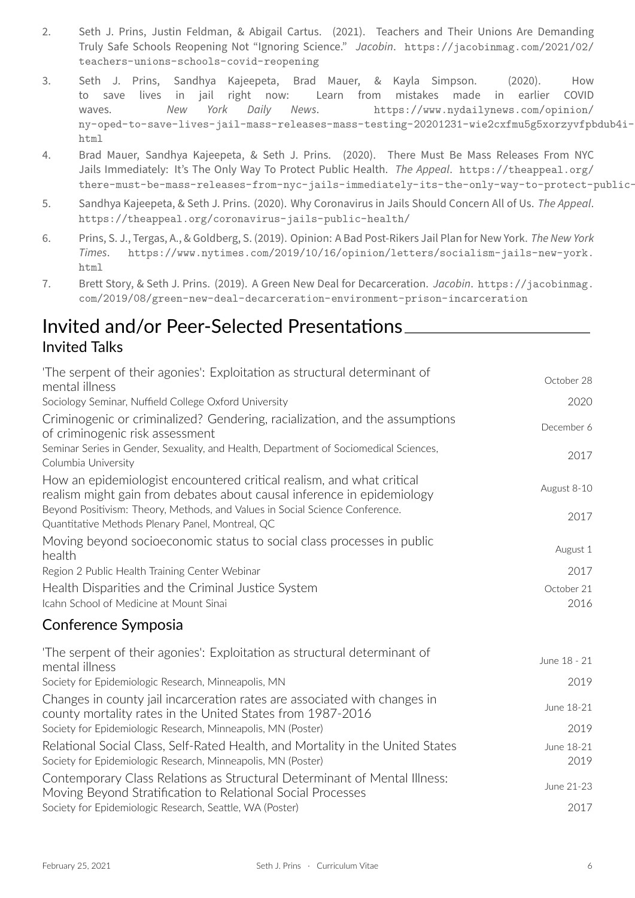2. Seth J. Prins, Justin Feldman, & Abigail Cartus. (2021). Teachers and Their Unions Are Demanding Truly Safe Schools Reopening Not "Ignoring Science." *Jacobin*. https://jacobinmag.com/2021/02/teachers-unions-schools-covid-reopening
3. Seth J. Prins, Sandhya Kajeepeta, Brad Mauer, & Kayla Simpson. (2020). How to save lives in jail right now: Learn from mistakes made in earlier COVID waves. *New York Daily News*. https://www.nydailynews.com/opinion/ny-oped-to-save-lives-jail-mass-releases-mass-testing-20201231-wie2cxfmu5g5xorzyvfpbdub4i-html
4. Brad Mauer, Sandhya Kajeepeta, & Seth J. Prins. (2020). There Must Be Mass Releases From NYC Jails Immediately: It's The Only Way To Protect Public Health. *The Appeal*. https://theappeal.org/there-must-be-mass-releases-from-nyc-jails-immediately-its-the-only-way-to-protect-public-
5. Sandhya Kajeepeta, & Seth J. Prins. (2020). Why Coronavirus in Jails Should Concern All of Us. *The Appeal*. https://theappeal.org/coronavirus-jails-public-health/
6. Prins, S. J., Tergas, A., & Goldberg, S. (2019). Opinion: A Bad Post-Rikers Jail Plan for New York. *The New York Times*. https://www.nytimes.com/2019/10/16/opinion/letters/socialism-jails-new-york.html
7. Brett Story, & Seth J. Prins. (2019). A Green New Deal for Decarceration. *Jacobin*. https://jacobinmag.com/2019/08/green-new-deal-decarceration-environment-prison-incarceration

# Invited and/or Peer-Selected Presentations

## Invited Talks

'The serpent of their agonies': Exploitation as structural determinant of mental illness — October 28, 2020
Sociology Seminar, Nuffield College Oxford University

Criminogenic or criminalized? Gendering, racialization, and the assumptions of criminogenic risk assessment — December 6, 2017
Seminar Series in Gender, Sexuality, and Health, Department of Sociomedical Sciences, Columbia University

How an epidemiologist encountered critical realism, and what critical realism might gain from debates about causal inference in epidemiology — August 8-10, 2017
Beyond Positivism: Theory, Methods, and Values in Social Science Conference. Quantitative Methods Plenary Panel, Montreal, QC

Moving beyond socioeconomic status to social class processes in public health — August 1, 2017
Region 2 Public Health Training Center Webinar

Health Disparities and the Criminal Justice System — October 21, 2016
Icahn School of Medicine at Mount Sinai

## Conference Symposia

'The serpent of their agonies': Exploitation as structural determinant of mental illness — June 18 - 21, 2019
Society for Epidemiologic Research, Minneapolis, MN

Changes in county jail incarceration rates are associated with changes in county mortality rates in the United States from 1987-2016 — June 18-21, 2019
Society for Epidemiologic Research, Minneapolis, MN (Poster)

Relational Social Class, Self-Rated Health, and Mortality in the United States — June 18-21, 2019
Society for Epidemiologic Research, Minneapolis, MN (Poster)

Contemporary Class Relations as Structural Determinant of Mental Illness: Moving Beyond Stratification to Relational Social Processes — June 21-23, 2017
Society for Epidemiologic Research, Seattle, WA (Poster)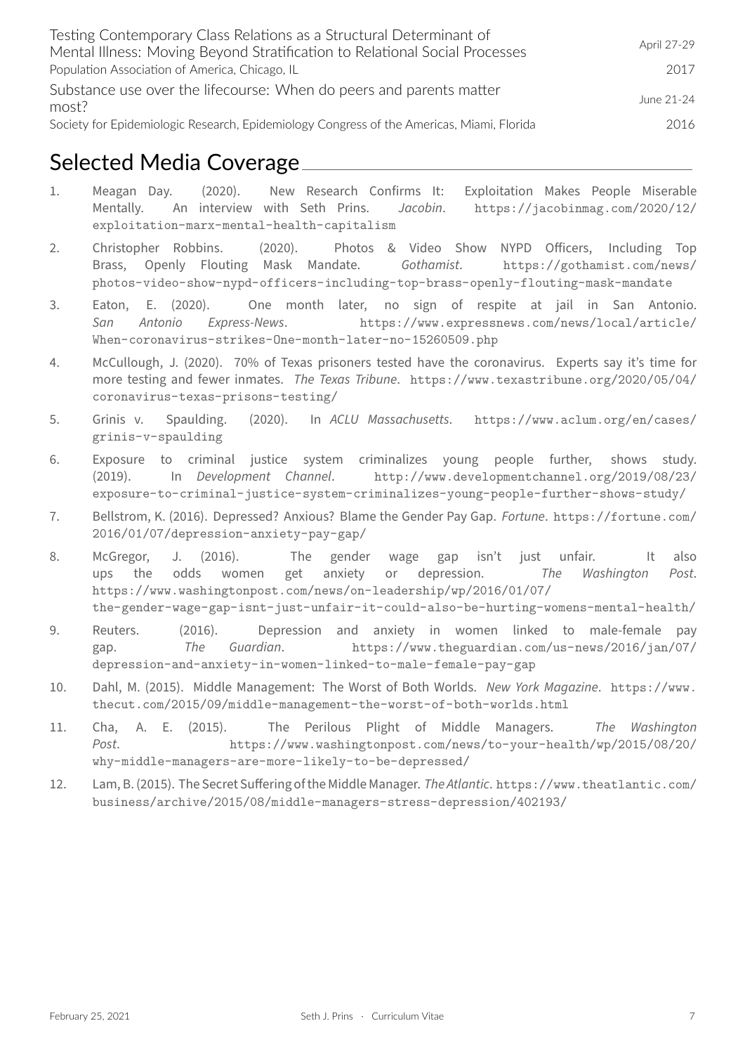Testing Contemporary Class Relations as a Structural Determinant of Mental Illness: Moving Beyond Stratification to Relational Social Processes — April 27-29
Population Association of America, Chicago, IL — 2017

Substance use over the lifecourse: When do peers and parents matter most? — June 21-24
Society for Epidemiologic Research, Epidemiology Congress of the Americas, Miami, Florida — 2016

## Selected Media Coverage

1. Meagan Day. (2020). New Research Confirms It: Exploitation Makes People Miserable Mentally. An interview with Seth Prins. *Jacobin*. https://jacobinmag.com/2020/12/exploitation-marx-mental-health-capitalism
2. Christopher Robbins. (2020). Photos & Video Show NYPD Officers, Including Top Brass, Openly Flouting Mask Mandate. *Gothamist*. https://gothamist.com/news/photos-video-show-nypd-officers-including-top-brass-openly-flouting-mask-mandate
3. Eaton, E. (2020). One month later, no sign of respite at jail in San Antonio. *San Antonio Express-News*. https://www.expressnews.com/news/local/article/When-coronavirus-strikes-One-month-later-no-15260509.php
4. McCullough, J. (2020). 70% of Texas prisoners tested have the coronavirus. Experts say it's time for more testing and fewer inmates. *The Texas Tribune*. https://www.texastribune.org/2020/05/04/coronavirus-texas-prisons-testing/
5. Grinis v. Spaulding. (2020). In *ACLU Massachusetts*. https://www.aclum.org/en/cases/grinis-v-spaulding
6. Exposure to criminal justice system criminalizes young people further, shows study. (2019). In *Development Channel*. http://www.developmentchannel.org/2019/08/23/exposure-to-criminal-justice-system-criminalizes-young-people-further-shows-study/
7. Bellstrom, K. (2016). Depressed? Anxious? Blame the Gender Pay Gap. *Fortune*. https://fortune.com/2016/01/07/depression-anxiety-pay-gap/
8. McGregor, J. (2016). The gender wage gap isn't just unfair. It also ups the odds women get anxiety or depression. *The Washington Post*. https://www.washingtonpost.com/news/on-leadership/wp/2016/01/07/the-gender-wage-gap-isnt-just-unfair-it-could-also-be-hurting-womens-mental-health/
9. Reuters. (2016). Depression and anxiety in women linked to male-female pay gap. *The Guardian*. https://www.theguardian.com/us-news/2016/jan/07/depression-and-anxiety-in-women-linked-to-male-female-pay-gap
10. Dahl, M. (2015). Middle Management: The Worst of Both Worlds. *New York Magazine*. https://www.thecut.com/2015/09/middle-management-the-worst-of-both-worlds.html
11. Cha, A. E. (2015). The Perilous Plight of Middle Managers. *The Washington Post*. https://www.washingtonpost.com/news/to-your-health/wp/2015/08/20/why-middle-managers-are-more-likely-to-be-depressed/
12. Lam, B. (2015). The Secret Suffering of the Middle Manager. *The Atlantic*. https://www.theatlantic.com/business/archive/2015/08/middle-managers-stress-depression/402193/